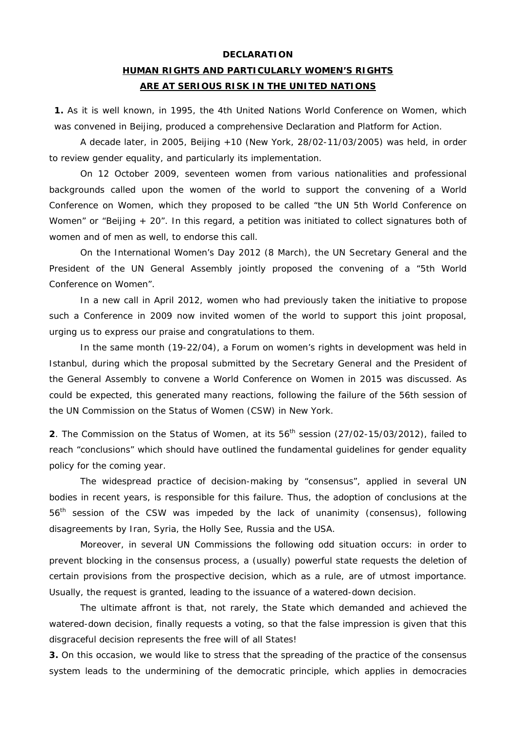**DECLARATION**

**HUMAN RIGHTS AND PARTICULARLY WOMEN'S RIGHTS ARE AT SERIOUS RISK IN THE UNITED NATIONS**

**1.** As it is well known, in 1995, the 4th United Nations World Conference on Women, which was convened in Beijing, produced a comprehensive Declaration and Platform for Action.

A decade later, in 2005, Beijing +10 (New York, 28/02-11/03/2005) was held, in order to review gender equality, and particularly its implementation.

On 12 October 2009, seventeen women from various nationalities and professional backgrounds called upon the women of the world to support the convening of a World Conference on Women, which they proposed to be called "the UN 5th World Conference on Women" or "Beijing + 20". In this regard, a petition was initiated to collect signatures both of women and of men as well, to endorse this call.

On the International Women's Day 2012 (8 March), the UN Secretary General and the President of the UN General Assembly jointly proposed the convening of a "5th World Conference on Women".

In a new call in April 2012, women who had previously taken the initiative to propose such a Conference in 2009 now invited women of the world to support this joint proposal, urging us to express our praise and congratulations to them.

In the same month (19-22/04), a Forum on women's rights in development was held in Istanbul, during which the proposal submitted by the Secretary General and the President of the General Assembly to convene a World Conference on Women in 2015 was discussed. As could be expected, this generated many reactions, following the failure of the 56th session of the UN Commission on the Status of Women (CSW) in New York.

**2**. The Commission on the Status of Women, at its 56th session (27/02-15/03/2012), failed to reach "conclusions" which should have outlined the fundamental guidelines for gender equality policy for the coming year.

The widespread practice of decision-making by "consensus", applied in several UN bodies in recent years, is responsible for this failure. Thus, the adoption of conclusions at the 56th session of the CSW was impeded by the lack of unanimity (consensus), following disagreements by Iran, Syria, the Holly See, Russia and the USA.

Moreover, in several UN Commissions the following odd situation occurs: in order to prevent blocking in the consensus process, a (usually) powerful state requests the deletion of certain provisions from the prospective decision, which as a rule, are of utmost importance. Usually, the request is granted, leading to the issuance of a watered-down decision.

The ultimate affront is that, not rarely, the State which demanded and achieved the watered-down decision, finally requests a voting, so that the false impression is given that this disgraceful decision represents the free will of all States!

**3.** On this occasion, we would like to stress that the spreading of the practice of the consensus system leads to the undermining of the democratic principle, which applies in democracies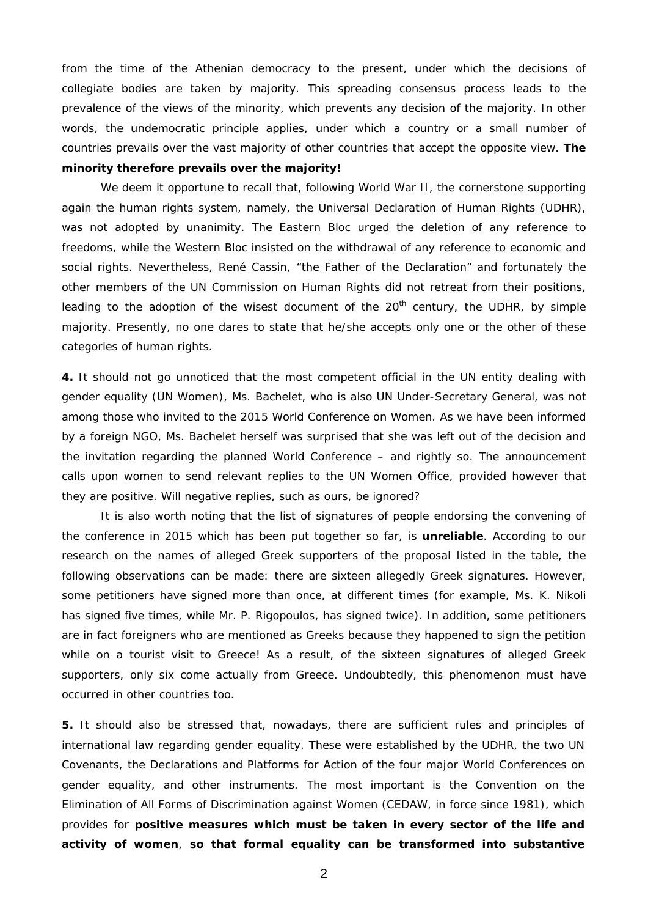from the time of the Athenian democracy to the present, under which the decisions of collegiate bodies are taken by majority. This spreading consensus process leads to the prevalence of the views of the minority, which prevents any decision of the majority. In other words, the undemocratic principle applies, under which a country or a small number of countries prevails over the vast majority of other countries that accept the opposite view. **The minority therefore prevails over the majority!**

We deem it opportune to recall that, following World War II, the cornerstone supporting again the human rights system, namely, the Universal Declaration of Human Rights (UDHR), was not adopted by unanimity. The Eastern Bloc urged the deletion of any reference to freedoms, while the Western Bloc insisted on the withdrawal of any reference to economic and social rights. Nevertheless, René Cassin, "the Father of the Declaration" and fortunately the other members of the UN Commission on Human Rights did not retreat from their positions, leading to the adoption of the wisest document of the 20th century, the UDHR, by simple majority. Presently, no one dares to state that he/she accepts only one or the other of these categories of human rights.

**4.** It should not go unnoticed that the most competent official in the UN entity dealing with gender equality (UN Women), Ms. Bachelet, who is also UN Under-Secretary General, was not among those who invited to the 2015 World Conference on Women. As we have been informed by a foreign NGO, Ms. Bachelet herself was surprised that she was left out of the decision and the invitation regarding the planned World Conference – and rightly so. The announcement calls upon women to send relevant replies to the UN Women Office, provided however that they are positive. Will negative replies, such as ours, be ignored?

It is also worth noting that the list of signatures of people endorsing the convening of the conference in 2015 which has been put together so far, is **unreliable**. According to our research on the names of alleged Greek supporters of the proposal listed in the table, the following observations can be made: there are sixteen allegedly Greek signatures. However, some petitioners have signed more than once, at different times (for example, Ms. K. Nikoli has signed five times, while Mr. P. Rigopoulos, has signed twice). In addition, some petitioners are in fact foreigners who are mentioned as Greeks because they happened to sign the petition while on a tourist visit to Greece! As a result, of the sixteen signatures of alleged Greek supporters, only six come actually from Greece. Undoubtedly, this phenomenon must have occurred in other countries too.

**5.** It should also be stressed that, nowadays, there are sufficient rules and principles of international law regarding gender equality. These were established by the UDHR, the two UN Covenants, the Declarations and Platforms for Action of the four major World Conferences on gender equality, and other instruments. The most important is the Convention on the Elimination of All Forms of Discrimination against Women (CEDAW, in force since 1981), which provides for **positive measures which must be taken in every sector of the life and activity of women**, **so that formal equality can be transformed into substantive**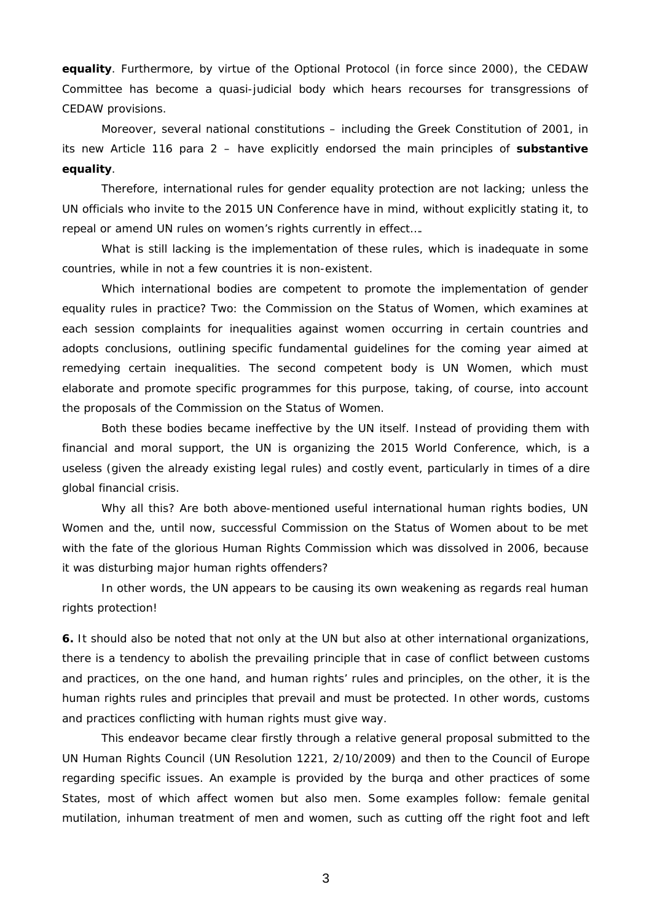**equality**. Furthermore, by virtue of the Optional Protocol (in force since 2000), the CEDAW Committee has become a quasi-judicial body which hears recourses for transgressions of CEDAW provisions.

Moreover, several national constitutions – including the Greek Constitution of 2001, in its new Article 116 para 2 – have explicitly endorsed the main principles of **substantive equality**.

Therefore, international rules for gender equality protection are not lacking; unless the UN officials who invite to the 2015 UN Conference have in mind, without explicitly stating it, to repeal or amend UN rules on women's rights currently in effect….

What is still lacking is the implementation of these rules, which is inadequate in some countries, while in not a few countries it is non-existent.

Which international bodies are competent to promote the implementation of gender equality rules in practice? Two: the Commission on the Status of Women, which examines at each session complaints for inequalities against women occurring in certain countries and adopts conclusions, outlining specific fundamental guidelines for the coming year aimed at remedying certain inequalities. The second competent body is UN Women, which must elaborate and promote specific programmes for this purpose, taking, of course, into account the proposals of the Commission on the Status of Women.

Both these bodies became ineffective by the UN itself. Instead of providing them with financial and moral support, the UN is organizing the 2015 World Conference, which, is a useless (given the already existing legal rules) and costly event, particularly in times of a dire global financial crisis.

Why all this? Are both above-mentioned useful international human rights bodies, UN Women and the, until now, successful Commission on the Status of Women about to be met with the fate of the glorious Human Rights Commission which was dissolved in 2006, because it was disturbing major human rights offenders?

In other words, the UN appears to be causing its own weakening as regards real human rights protection!

**6.** It should also be noted that not only at the UN but also at other international organizations, there is a tendency to abolish the prevailing principle that in case of conflict between customs and practices, on the one hand, and human rights' rules and principles, on the other, it is the human rights rules and principles that prevail and must be protected. In other words, customs and practices conflicting with human rights must give way.

This endeavor became clear firstly through a relative general proposal submitted to the UN Human Rights Council (UN Resolution 1221, 2/10/2009) and then to the Council of Europe regarding specific issues. An example is provided by the burqa and other practices of some States, most of which affect women but also men. Some examples follow: female genital mutilation, inhuman treatment of men and women, such as cutting off the right foot and left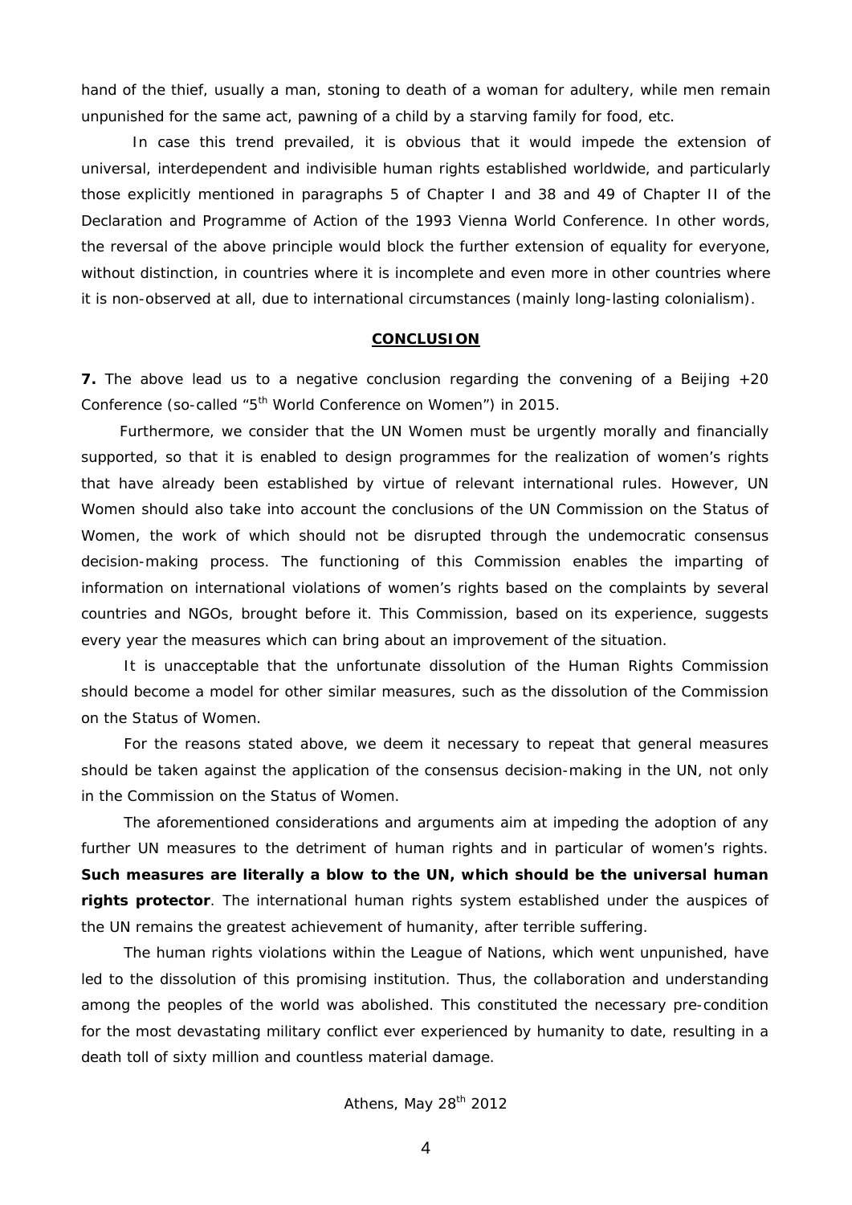hand of the thief, usually a man, stoning to death of a woman for adultery, while men remain unpunished for the same act, pawning of a child by a starving family for food, etc.

In case this trend prevailed, it is obvious that it would impede the extension of universal, interdependent and indivisible human rights established worldwide, and particularly those explicitly mentioned in paragraphs 5 of Chapter I and 38 and 49 of Chapter II of the Declaration and Programme of Action of the 1993 Vienna World Conference. In other words, the reversal of the above principle would block the further extension of equality for everyone, without distinction, in countries where it is incomplete and even more in other countries where it is non-observed at all, due to international circumstances (mainly long-lasting colonialism).

## CONCLUSION

**7.** The above lead us to a negative conclusion regarding the convening of a Beijing +20 Conference (so-called "5th World Conference on Women") in 2015.

Furthermore, we consider that the UN Women must be urgently morally and financially supported, so that it is enabled to design programmes for the realization of women's rights that have already been established by virtue of relevant international rules. However, UN Women should also take into account the conclusions of the UN Commission on the Status of Women, the work of which should not be disrupted through the undemocratic consensus decision-making process. The functioning of this Commission enables the imparting of information on international violations of women's rights based on the complaints by several countries and NGOs, brought before it. This Commission, based on its experience, suggests every year the measures which can bring about an improvement of the situation.

It is unacceptable that the unfortunate dissolution of the Human Rights Commission should become a model for other similar measures, such as the dissolution of the Commission on the Status of Women.

For the reasons stated above, we deem it necessary to repeat that general measures should be taken against the application of the consensus decision-making in the UN, not only in the Commission on the Status of Women.

The aforementioned considerations and arguments aim at impeding the adoption of any further UN measures to the detriment of human rights and in particular of women's rights. **Such measures are literally a blow to the UN, which should be the universal human rights protector**. The international human rights system established under the auspices of the UN remains the greatest achievement of humanity, after terrible suffering.

The human rights violations within the League of Nations, which went unpunished, have led to the dissolution of this promising institution. Thus, the collaboration and understanding among the peoples of the world was abolished. This constituted the necessary pre-condition for the most devastating military conflict ever experienced by humanity to date, resulting in a death toll of sixty million and countless material damage.

Athens, May 28th 2012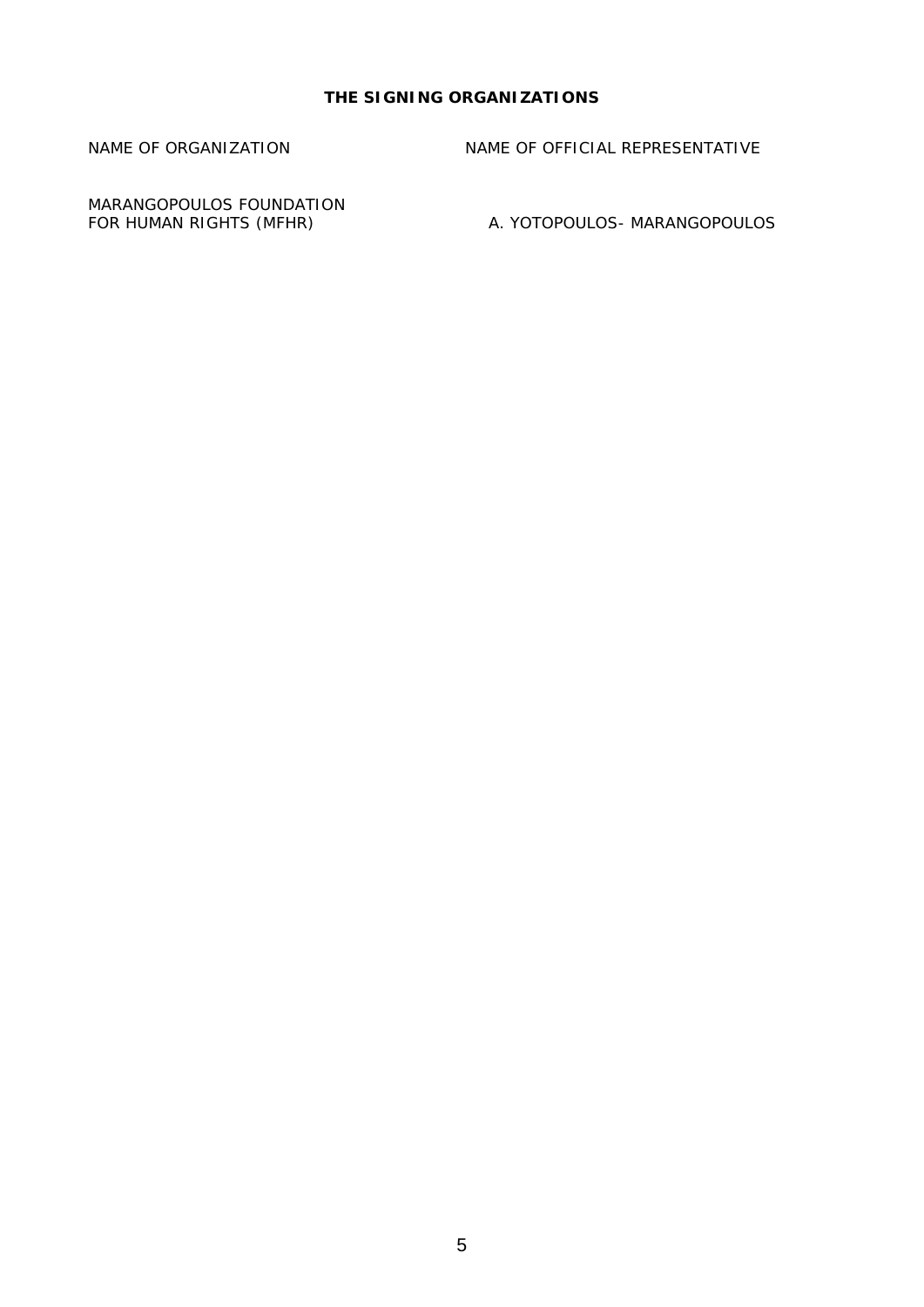**THE SIGNING ORGANIZATIONS**

| NAME OF ORGANIZATION | NAME OF OFFICIAL REPRESENTATIVE |
| --- | --- |
| MARANGOPOULOS FOUNDATION FOR HUMAN RIGHTS (MFHR) | A. YOTOPOULOS- MARANGOPOULOS |